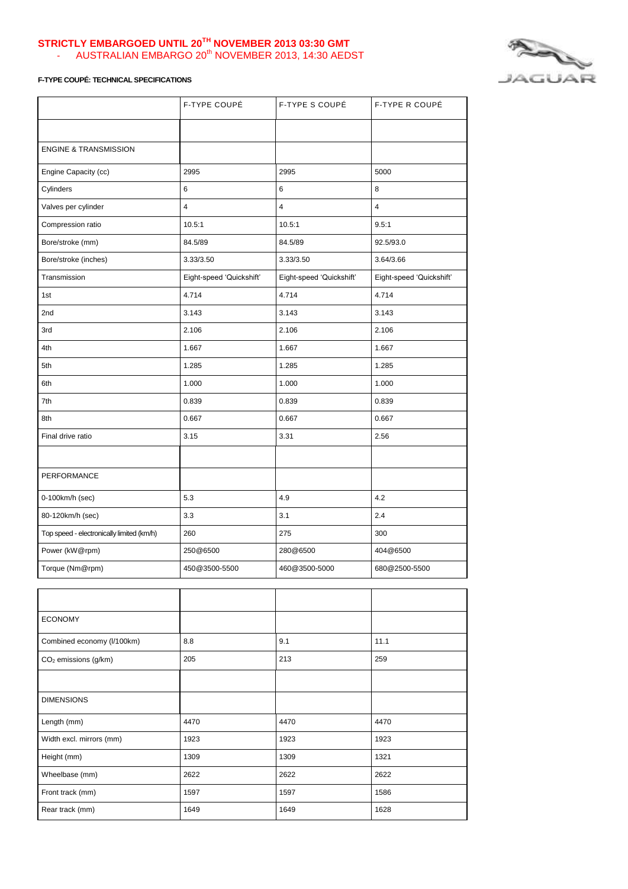**STRICTLY EMBARGOED UNTIL 20TH NOVEMBER 2013 03:30 GMT**

- AUSTRALIAN EMBARGO 20th NOVEMBER 2013, 14:30 AEDST

**F-TYPE COUPÉ: TECHNICAL SPECIFICATIONS**

| | F-TYPE COUPÉ | F-TYPE S COUPÉ | F-TYPE R COUPÉ |
|---|---|---|---|
| | | | |
| ENGINE & TRANSMISSION | | | |
| Engine Capacity (cc) | 2995 | 2995 | 5000 |
| Cylinders | 6 | 6 | 8 |
| Valves per cylinder | 4 | 4 | 4 |
| Compression ratio | 10.5:1 | 10.5:1 | 9.5:1 |
| Bore/stroke (mm) | 84.5/89 | 84.5/89 | 92.5/93.0 |
| Bore/stroke (inches) | 3.33/3.50 | 3.33/3.50 | 3.64/3.66 |
| Transmission | Eight-speed 'Quickshift' | Eight-speed 'Quickshift' | Eight-speed 'Quickshift' |
| 1st | 4.714 | 4.714 | 4.714 |
| 2nd | 3.143 | 3.143 | 3.143 |
| 3rd | 2.106 | 2.106 | 2.106 |
| 4th | 1.667 | 1.667 | 1.667 |
| 5th | 1.285 | 1.285 | 1.285 |
| 6th | 1.000 | 1.000 | 1.000 |
| 7th | 0.839 | 0.839 | 0.839 |
| 8th | 0.667 | 0.667 | 0.667 |
| Final drive ratio | 3.15 | 3.31 | 2.56 |
| | | | |
| PERFORMANCE | | | |
| 0-100km/h (sec) | 5.3 | 4.9 | 4.2 |
| 80-120km/h (sec) | 3.3 | 3.1 | 2.4 |
| Top speed - electronically limited (km/h) | 260 | 275 | 300 |
| Power (kW@rpm) | 250@6500 | 280@6500 | 404@6500 |
| Torque (Nm@rpm) | 450@3500-5500 | 460@3500-5000 | 680@2500-5500 |

| | | | |
|---|---|---|---|
| | | | |
| ECONOMY | | | |
| Combined economy (l/100km) | 8.8 | 9.1 | 11.1 |
| $CO_2$ emissions (g/km) | 205 | 213 | 259 |
| | | | |
| DIMENSIONS | | | |
| Length (mm) | 4470 | 4470 | 4470 |
| Width excl. mirrors (mm) | 1923 | 1923 | 1923 |
| Height (mm) | 1309 | 1309 | 1321 |
| Wheelbase (mm) | 2622 | 2622 | 2622 |
| Front track (mm) | 1597 | 1597 | 1586 |
| Rear track (mm) | 1649 | 1649 | 1628 |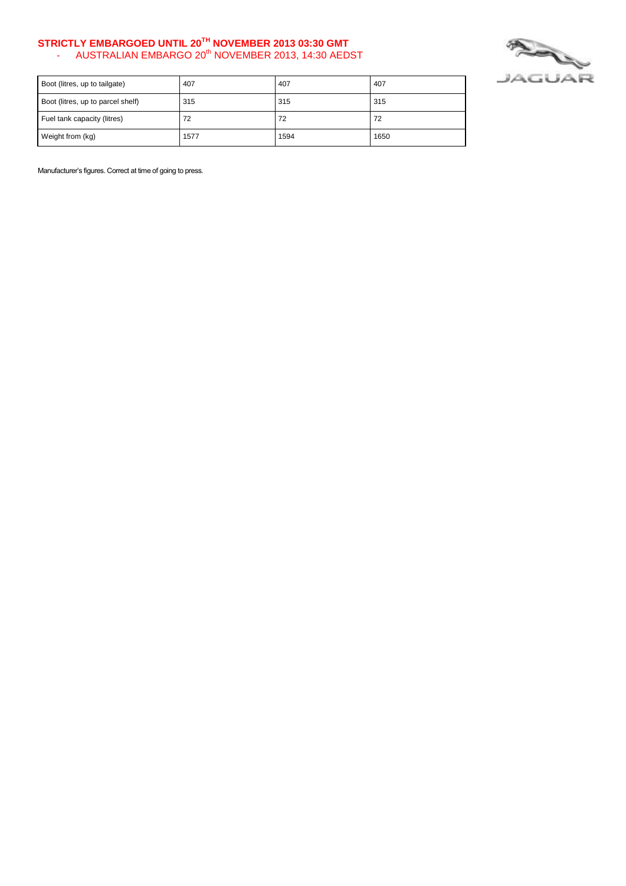**STRICTLY EMBARGOED UNTIL 20TH NOVEMBER 2013 03:30 GMT**

- AUSTRALIAN EMBARGO 20th NOVEMBER 2013, 14:30 AEDST

| | | | |
|---|---|---|---|
| Boot (litres, up to tailgate) | 407 | 407 | 407 |
| Boot (litres, up to parcel shelf) | 315 | 315 | 315 |
| Fuel tank capacity (litres) | 72 | 72 | 72 |
| Weight from (kg) | 1577 | 1594 | 1650 |

Manufacturer's figures. Correct at time of going to press.